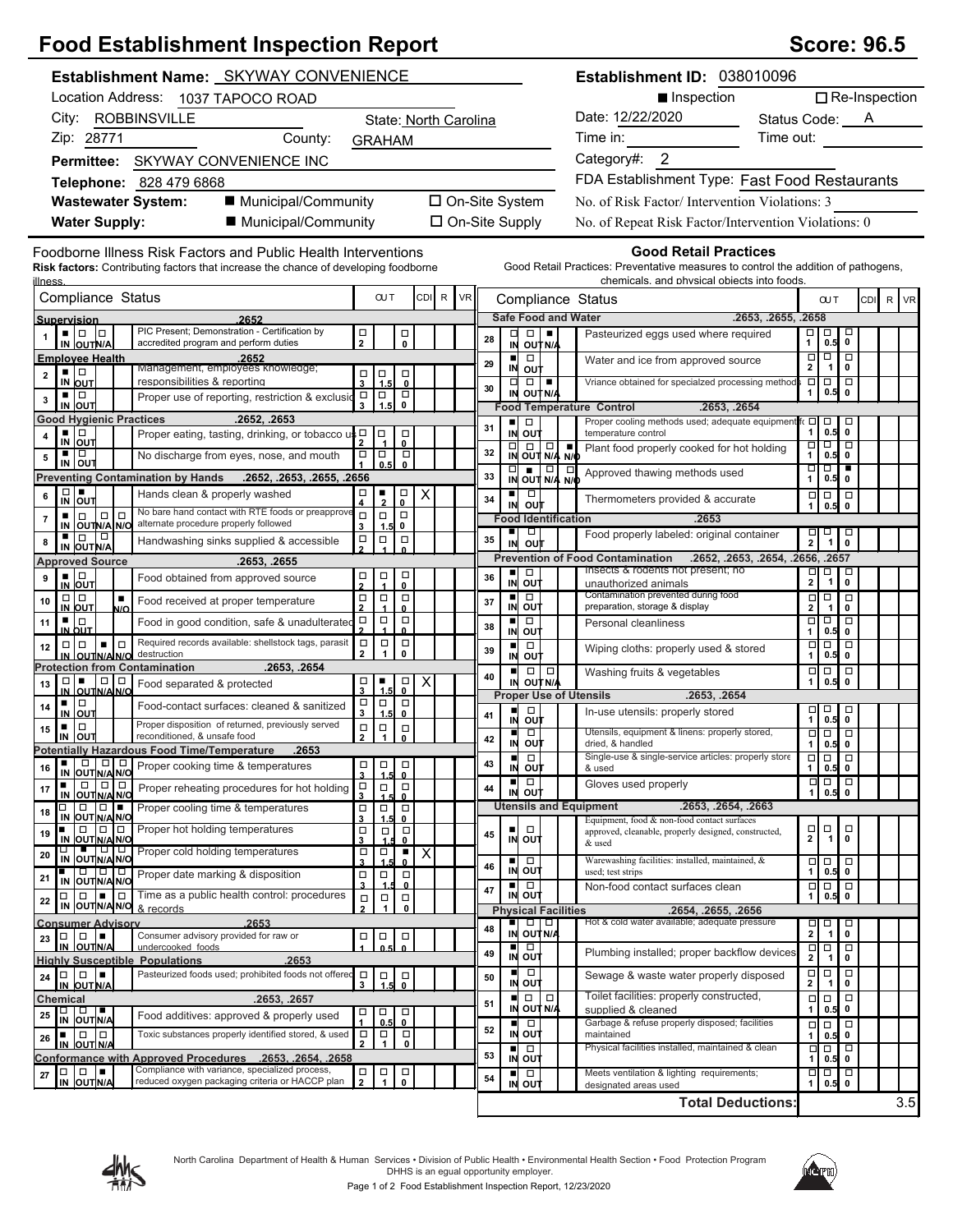# Food Establishment Inspection Report

**Score: 96.5**

**Establishment Name:** SKYWAY CONVENIENCE

Location Address: 1037 TAPOCO ROAD

City: ROBBINSVILLE State: North Carolina

Zip: 28771 County: GRAHAM

**Permittee:** SKYWAY CONVENIENCE INC

**Telephone:** 828 479 6868

**Wastewater System:** ■ Municipal/Community ☐ On-Site System

**Water Supply:** ■ Municipal/Community ☐ On-Site Supply

**Establishment ID:** 038010096

■ Inspection ☐ Re-Inspection

Date: 12/22/2020 Status Code: A

Time in: Time out:

Category#: 2

FDA Establishment Type: Fast Food Restaurants

No. of Risk Factor/ Intervention Violations: 3

No. of Repeat Risk Factor/Intervention Violations: 0

## Foodborne Illness Risk Factors and Public Health Interventions

**Risk factors:** Contributing factors that increase the chance of developing foodborne illness.

| # | Compliance Status | IN/OUT/N/A/N/O | OUT | CDI | R | VR |
|---|---|---|---|---|---|---|
| | **Supervision .2652** | | | | | |
| 1 | PIC Present; Demonstration - Certification by accredited program and perform duties | IN | 2 / 0 | | | |
| | **Employee Health .2652** | | | | | |
| 2 | Management, employees knowledge; responsibilities & reporting | IN | 3 / 1.5 / 0 | | | |
| 3 | Proper use of reporting, restriction & exclusion | IN | 3 / 1.5 / 0 | | | |
| | **Good Hygienic Practices .2652, .2653** | | | | | |
| 4 | Proper eating, tasting, drinking, or tobacco use | IN | 2 / 1 / 0 | | | |
| 5 | No discharge from eyes, nose, and mouth | IN | 1 / 0.5 / 0 | | | |
| | **Preventing Contamination by Hands .2652, .2653, .2655, .2656** | | | | | |
| 6 | Hands clean & properly washed | OUT | 4 / 2 ■ / 0 | X | | |
| 7 | No bare hand contact with RTE foods or preapproved alternate procedure properly followed | IN | 3 / 1.5 / 0 | | | |
| 8 | Handwashing sinks supplied & accessible | IN | 2 / 1 / 0 | | | |
| | **Approved Source .2653, .2655** | | | | | |
| 9 | Food obtained from approved source | IN | 2 / 1 / 0 | | | |
| 10 | Food received at proper temperature | N/O | 2 / 1 / 0 | | | |
| 11 | Food in good condition, safe & unadulterated | IN | 2 / 1 / 0 | | | |
| 12 | Required records available: shellstock tags, parasite destruction | N/A | 2 / 1 / 0 | | | |
| | **Protection from Contamination .2653, .2654** | | | | | |
| 13 | Food separated & protected | OUT | 3 / 1.5 ■ / 0 | X | | |
| 14 | Food-contact surfaces: cleaned & sanitized | IN | 3 / 1.5 / 0 | | | |
| 15 | Proper disposition of returned, previously served reconditioned, & unsafe food | IN | 2 / 1 / 0 | | | |
| | **Potentially Hazardous Food Time/Temperature .2653** | | | | | |
| 16 | Proper cooking time & temperatures | IN | 3 / 1.5 / 0 | | | |
| 17 | Proper reheating procedures for hot holding | IN | 3 / 1.5 / 0 | | | |
| 18 | Proper cooling time & temperatures | N/O | 3 / 1.5 / 0 | | | |
| 19 | Proper hot holding temperatures | IN | 3 / 1.5 / 0 | | | |
| 20 | Proper cold holding temperatures | OUT | 3 / 1.5 / 0 ■ | X | | |
| 21 | Proper date marking & disposition | IN | 3 / 1.5 / 0 | | | |
| 22 | Time as a public health control: procedures & records | N/A | 2 / 1 / 0 | | | |
| | **Consumer Advisory .2653** | | | | | |
| 23 | Consumer advisory provided for raw or undercooked foods | N/A | 1 / 0.5 / 0 | | | |
| | **Highly Susceptible Populations .2653** | | | | | |
| 24 | Pasteurized foods used; prohibited foods not offered | N/A | 3 / 1.5 / 0 | | | |
| | **Chemical .2653, .2657** | | | | | |
| 25 | Food additives: approved & properly used | N/A | 1 / 0.5 / 0 | | | |
| 26 | Toxic substances properly identified stored, & used | IN | 2 / 1 / 0 | | | |
| | **Conformance with Approved Procedures .2653, .2654, .2658** | | | | | |
| 27 | Compliance with variance, specialized process, reduced oxygen packaging criteria or HACCP plan | N/A | 2 / 1 / 0 | | | |

## Good Retail Practices

Good Retail Practices: Preventative measures to control the addition of pathogens, chemicals, and physical objects into foods.

| # | Compliance Status | IN/OUT/N/A/N/O | OUT | CDI | R | VR |
|---|---|---|---|---|---|---|
| | **Safe Food and Water .2653, .2655, .2658** | | | | | |
| 28 | Pasteurized eggs used where required | N/A | 1 / 0.5 / 0 | | | |
| 29 | Water and ice from approved source | IN | 2 / 1 / 0 | | | |
| 30 | Vriance obtained for specialzed processing methods | N/A | 1 / 0.5 / 0 | | | |
| | **Food Temperature Control .2653, .2654** | | | | | |
| 31 | Proper cooling methods used; adequate equipment for temperature control | IN | 1 / 0.5 / 0 | | | |
| 32 | Plant food properly cooked for hot holding | N/O | 1 / 0.5 / 0 | | | |
| 33 | Approved thawing methods used | OUT | 1 / 0.5 / 0 ■ | | | |
| 34 | Thermometers provided & accurate | IN | 1 / 0.5 / 0 | | | |
| | **Food Identification .2653** | | | | | |
| 35 | Food properly labeled: original container | IN | 2 / 1 / 0 | | | |
| | **Prevention of Food Contamination .2652, .2653, .2654, .2656, .2657** | | | | | |
| 36 | Insects & rodents not present; no unauthorized animals | IN | 2 / 1 / 0 | | | |
| 37 | Contamination prevented during food preparation, storage & display | IN | 2 / 1 / 0 | | | |
| 38 | Personal cleanliness | IN | 1 / 0.5 / 0 | | | |
| 39 | Wiping cloths: properly used & stored | IN | 1 / 0.5 / 0 | | | |
| 40 | Washing fruits & vegetables | IN | 1 / 0.5 / 0 | | | |
| | **Proper Use of Utensils .2653, .2654** | | | | | |
| 41 | In-use utensils: properly stored | IN | 1 / 0.5 / 0 | | | |
| 42 | Utensils, equipment & linens: properly stored, dried, & handled | IN | 1 / 0.5 / 0 | | | |
| 43 | Single-use & single-service articles: properly stored & used | IN | 1 / 0.5 / 0 | | | |
| 44 | Gloves used properly | IN | 1 / 0.5 / 0 | | | |
| | **Utensils and Equipment .2653, .2654, .2663** | | | | | |
| 45 | Equipment, food & non-food contact surfaces approved, cleanable, properly designed, constructed, & used | IN | 2 / 1 / 0 | | | |
| 46 | Warewashing facilities: installed, maintained, & used; test strips | IN | 1 / 0.5 / 0 | | | |
| 47 | Non-food contact surfaces clean | IN | 1 / 0.5 / 0 | | | |
| | **Physical Facilities .2654, .2655, .2656** | | | | | |
| 48 | Hot & cold water available; adequate pressure | IN | 2 / 1 / 0 | | | |
| 49 | Plumbing installed; proper backflow devices | IN | 2 / 1 / 0 | | | |
| 50 | Sewage & waste water properly disposed | IN | 2 / 1 / 0 | | | |
| 51 | Toilet facilities: properly constructed, supplied & cleaned | IN | 1 / 0.5 / 0 | | | |
| 52 | Garbage & refuse properly disposed; facilities maintained | IN | 1 / 0.5 / 0 | | | |
| 53 | Physical facilities installed, maintained & clean | IN | 1 / 0.5 / 0 | | | |
| 54 | Meets ventilation & lighting requirements; designated areas used | IN | 1 / 0.5 / 0 | | | |
| | **Total Deductions:** | | | | | 3.5 |

North Carolina Department of Health & Human Services • Division of Public Health • Environmental Health Section • Food Protection Program
DHHS is an equal opportunity employer.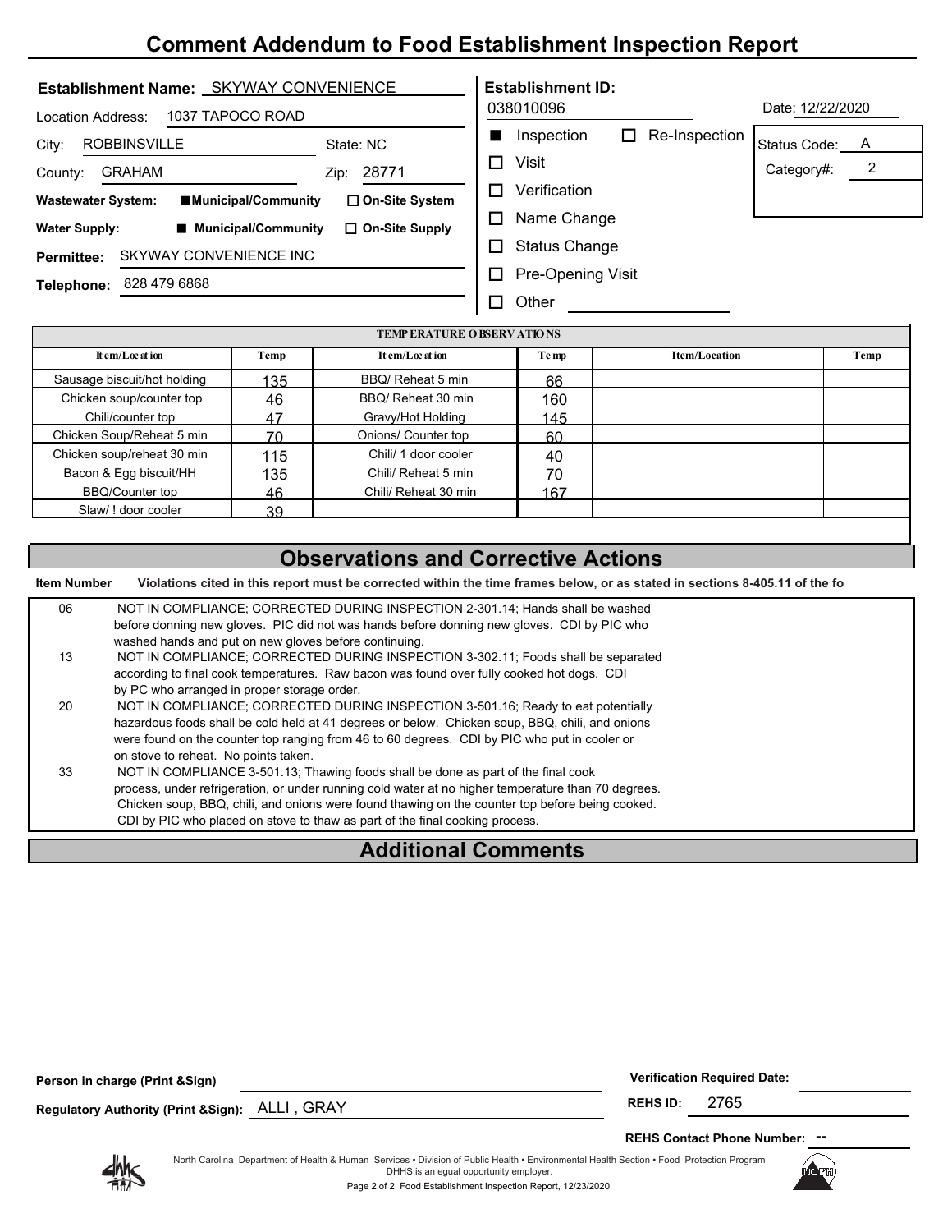# Comment Addendum to Food Establishment Inspection Report

**Establishment Name:** SKYWAY CONVENIENCE

Location Address: 1037 TAPOCO ROAD

City: ROBBINSVILLE State: NC

County: GRAHAM Zip: 28771

**Wastewater System:** ■ Municipal/Community ☐ On-Site System

**Water Supply:** ■ Municipal/Community ☐ On-Site Supply

**Permittee:** SKYWAY CONVENIENCE INC

**Telephone:** 828 479 6868

**Establishment ID:** 038010096

Date: 12/22/2020

■ Inspection ☐ Re-Inspection
☐ Visit
☐ Verification
☐ Name Change
☐ Status Change
☐ Pre-Opening Visit
☐ Other

Status Code: A
Category#: 2

| TEMPERATURE OBSERVATIONS | | | | | |
|---|---|---|---|---|---|
| **Item/Location** | **Temp** | **Item/Location** | **Temp** | **Item/Location** | **Temp** |
| Sausage biscuit/hot holding | 135 | BBQ/ Reheat 5 min | 66 | | |
| Chicken soup/counter top | 46 | BBQ/ Reheat 30 min | 160 | | |
| Chili/counter top | 47 | Gravy/Hot Holding | 145 | | |
| Chicken Soup/Reheat 5 min | 70 | Onions/ Counter top | 60 | | |
| Chicken soup/reheat 30 min | 115 | Chili/ 1 door cooler | 40 | | |
| Bacon & Egg biscuit/HH | 135 | Chili/ Reheat 5 min | 70 | | |
| BBQ/Counter top | 46 | Chili/ Reheat 30 min | 167 | | |
| Slaw/ ! door cooler | 39 | | | | |

## Observations and Corrective Actions

**Item Number** **Violations cited in this report must be corrected within the time frames below, or as stated in sections 8-405.11 of the fo**

06 NOT IN COMPLIANCE; CORRECTED DURING INSPECTION 2-301.14; Hands shall be washed before donning new gloves. PIC did not was hands before donning new gloves. CDI by PIC who washed hands and put on new gloves before continuing.

13 NOT IN COMPLIANCE; CORRECTED DURING INSPECTION 3-302.11; Foods shall be separated according to final cook temperatures. Raw bacon was found over fully cooked hot dogs. CDI by PC who arranged in proper storage order.

20 NOT IN COMPLIANCE; CORRECTED DURING INSPECTION 3-501.16; Ready to eat potentially hazardous foods shall be cold held at 41 degrees or below. Chicken soup, BBQ, chili, and onions were found on the counter top ranging from 46 to 60 degrees. CDI by PIC who put in cooler or on stove to reheat. No points taken.

33 NOT IN COMPLIANCE 3-501.13; Thawing foods shall be done as part of the final cook process, under refrigeration, or under running cold water at no higher temperature than 70 degrees. Chicken soup, BBQ, chili, and onions were found thawing on the counter top before being cooked. CDI by PIC who placed on stove to thaw as part of the final cooking process.

## Additional Comments

**Person in charge (Print &Sign)**

**Regulatory Authority (Print &Sign):** ALLI , GRAY

**Verification Required Date:**

**REHS ID:** 2765

**REHS Contact Phone Number:** --

North Carolina Department of Health & Human Services • Division of Public Health • Environmental Health Section • Food Protection Program
DHHS is an egual opportunity employer.